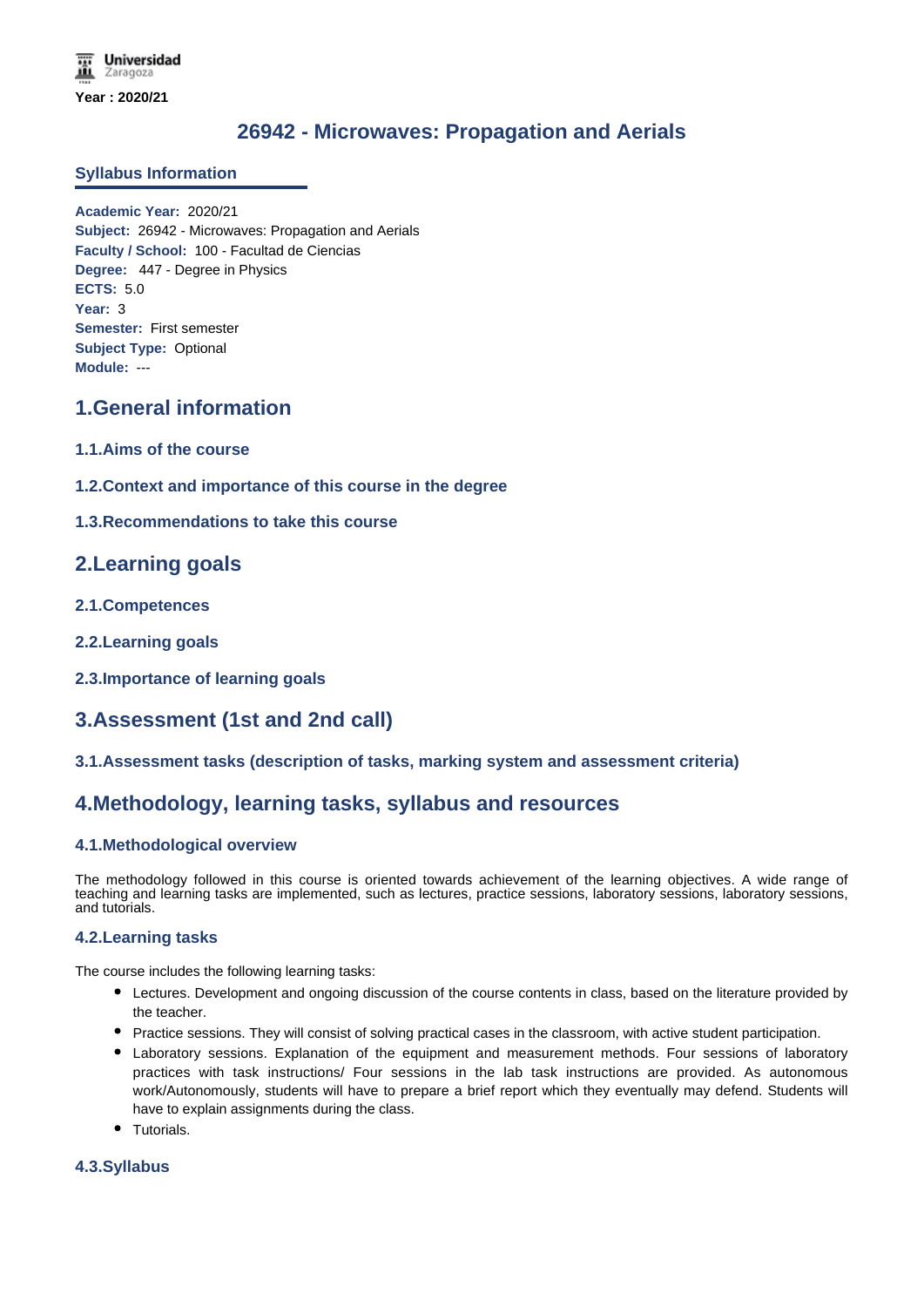Year : 2020/21

# 26942 - Microwaves: Propagation and Aerials

## Syllabus Information

**Academic Year:** 2020/21
**Subject:** 26942 - Microwaves: Propagation and Aerials
**Faculty / School:** 100 - Facultad de Ciencias
**Degree:** 447 - Degree in Physics
**ECTS:** 5.0
**Year:** 3
**Semester:** First semester
**Subject Type:** Optional
**Module:** ---

## 1.General information

### 1.1.Aims of the course

### 1.2.Context and importance of this course in the degree

### 1.3.Recommendations to take this course

## 2.Learning goals

### 2.1.Competences

### 2.2.Learning goals

### 2.3.Importance of learning goals

## 3.Assessment (1st and 2nd call)

### 3.1.Assessment tasks (description of tasks, marking system and assessment criteria)

## 4.Methodology, learning tasks, syllabus and resources

### 4.1.Methodological overview

The methodology followed in this course is oriented towards achievement of the learning objectives. A wide range of teaching and learning tasks are implemented, such as lectures, practice sessions, laboratory sessions, laboratory sessions, and tutorials.

### 4.2.Learning tasks

The course includes the following learning tasks:

- Lectures. Development and ongoing discussion of the course contents in class, based on the literature provided by the teacher.
- Practice sessions. They will consist of solving practical cases in the classroom, with active student participation.
- Laboratory sessions. Explanation of the equipment and measurement methods. Four sessions of laboratory practices with task instructions/ Four sessions in the lab task instructions are provided. As autonomous work/Autonomously, students will have to prepare a brief report which they eventually may defend. Students will have to explain assignments during the class.
- Tutorials.

### 4.3.Syllabus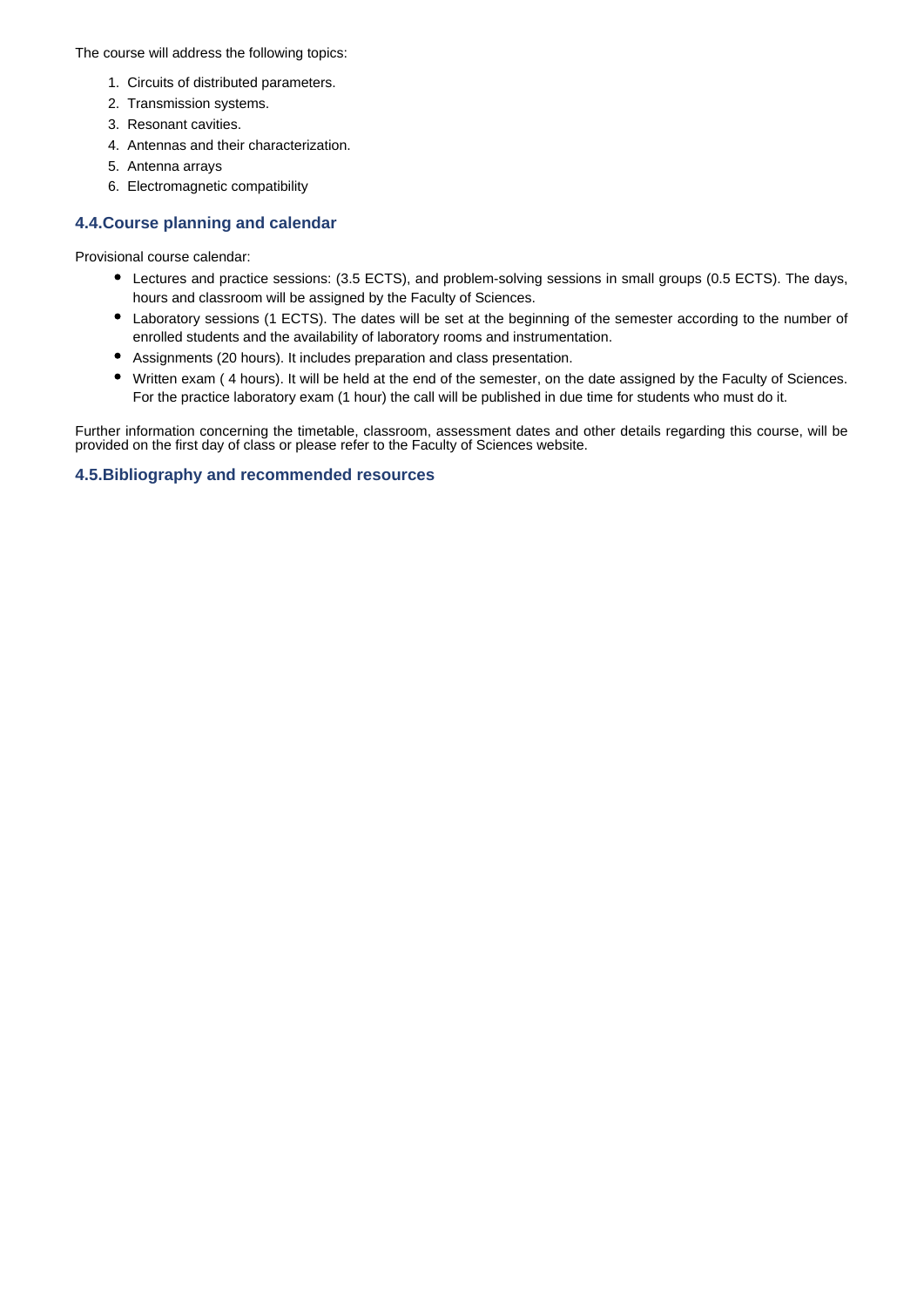The course will address the following topics:

1. Circuits of distributed parameters.
2. Transmission systems.
3. Resonant cavities.
4. Antennas and their characterization.
5. Antenna arrays
6. Electromagnetic compatibility

### 4.4.Course planning and calendar

Provisional course calendar:

- Lectures and practice sessions: (3.5 ECTS), and problem-solving sessions in small groups (0.5 ECTS). The days, hours and classroom will be assigned by the Faculty of Sciences.
- Laboratory sessions (1 ECTS). The dates will be set at the beginning of the semester according to the number of enrolled students and the availability of laboratory rooms and instrumentation.
- Assignments (20 hours). It includes preparation and class presentation.
- Written exam ( 4 hours). It will be held at the end of the semester, on the date assigned by the Faculty of Sciences. For the practice laboratory exam (1 hour) the call will be published in due time for students who must do it.

Further information concerning the timetable, classroom, assessment dates and other details regarding this course, will be provided on the first day of class or please refer to the Faculty of Sciences website.

### 4.5.Bibliography and recommended resources